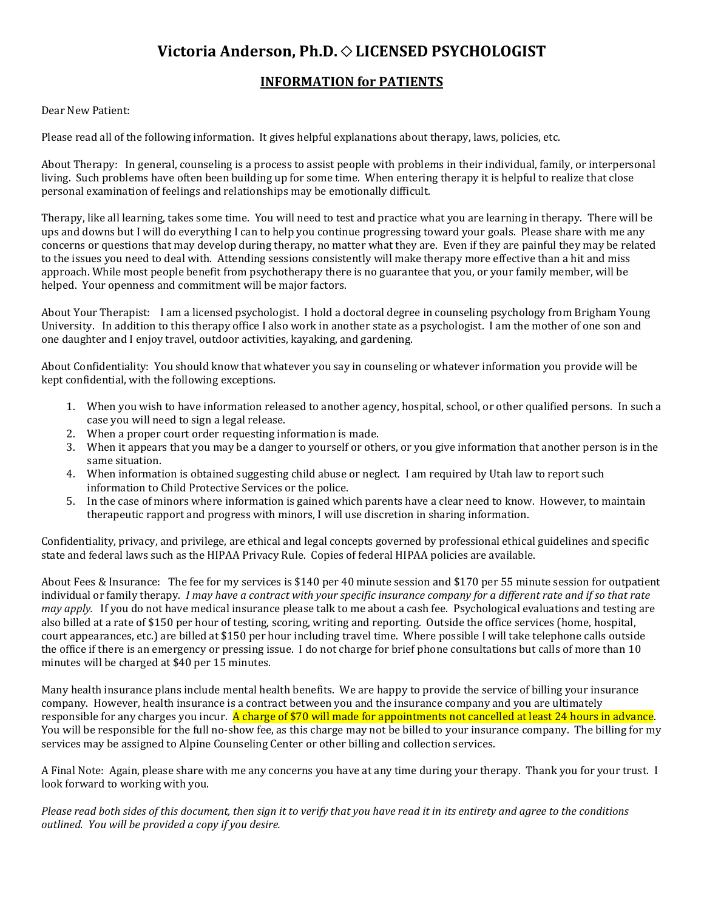# Victoria Anderson, Ph.D. ◇ LICENSED PSYCHOLOGIST

## INFORMATION for PATIENTS

Dear New Patient:

Please read all of the following information. It gives helpful explanations about therapy, laws, policies, etc.

About Therapy: In general, counseling is a process to assist people with problems in their individual, family, or interpersonal living. Such problems have often been building up for some time. When entering therapy it is helpful to realize that close personal examination of feelings and relationships may be emotionally difficult.

Therapy, like all learning, takes some time. You will need to test and practice what you are learning in therapy. There will be ups and downs but I will do everything I can to help you continue progressing toward your goals. Please share with me any concerns or questions that may develop during therapy, no matter what they are. Even if they are painful they may be related to the issues you need to deal with. Attending sessions consistently will make therapy more effective than a hit and miss approach. While most people benefit from psychotherapy there is no guarantee that you, or your family member, will be helped. Your openness and commitment will be major factors.

About Your Therapist: I am a licensed psychologist. I hold a doctoral degree in counseling psychology from Brigham Young University. In addition to this therapy office I also work in another state as a psychologist. I am the mother of one son and one daughter and I enjoy travel, outdoor activities, kayaking, and gardening.

About Confidentiality: You should know that whatever you say in counseling or whatever information you provide will be kept confidential, with the following exceptions.

1. When you wish to have information released to another agency, hospital, school, or other qualified persons. In such a case you will need to sign a legal release.
2. When a proper court order requesting information is made.
3. When it appears that you may be a danger to yourself or others, or you give information that another person is in the same situation.
4. When information is obtained suggesting child abuse or neglect. I am required by Utah law to report such information to Child Protective Services or the police.
5. In the case of minors where information is gained which parents have a clear need to know. However, to maintain therapeutic rapport and progress with minors, I will use discretion in sharing information.

Confidentiality, privacy, and privilege, are ethical and legal concepts governed by professional ethical guidelines and specific state and federal laws such as the HIPAA Privacy Rule. Copies of federal HIPAA policies are available.

About Fees & Insurance: The fee for my services is $140 per 40 minute session and $170 per 55 minute session for outpatient individual or family therapy. *I may have a contract with your specific insurance company for a different rate and if so that rate may apply.* If you do not have medical insurance please talk to me about a cash fee. Psychological evaluations and testing are also billed at a rate of $150 per hour of testing, scoring, writing and reporting. Outside the office services (home, hospital, court appearances, etc.) are billed at $150 per hour including travel time. Where possible I will take telephone calls outside the office if there is an emergency or pressing issue. I do not charge for brief phone consultations but calls of more than 10 minutes will be charged at $40 per 15 minutes.

Many health insurance plans include mental health benefits. We are happy to provide the service of billing your insurance company. However, health insurance is a contract between you and the insurance company and you are ultimately responsible for any charges you incur. A charge of $70 will made for appointments not cancelled at least 24 hours in advance. You will be responsible for the full no-show fee, as this charge may not be billed to your insurance company. The billing for my services may be assigned to Alpine Counseling Center or other billing and collection services.

A Final Note: Again, please share with me any concerns you have at any time during your therapy. Thank you for your trust. I look forward to working with you.

*Please read both sides of this document, then sign it to verify that you have read it in its entirety and agree to the conditions outlined. You will be provided a copy if you desire.*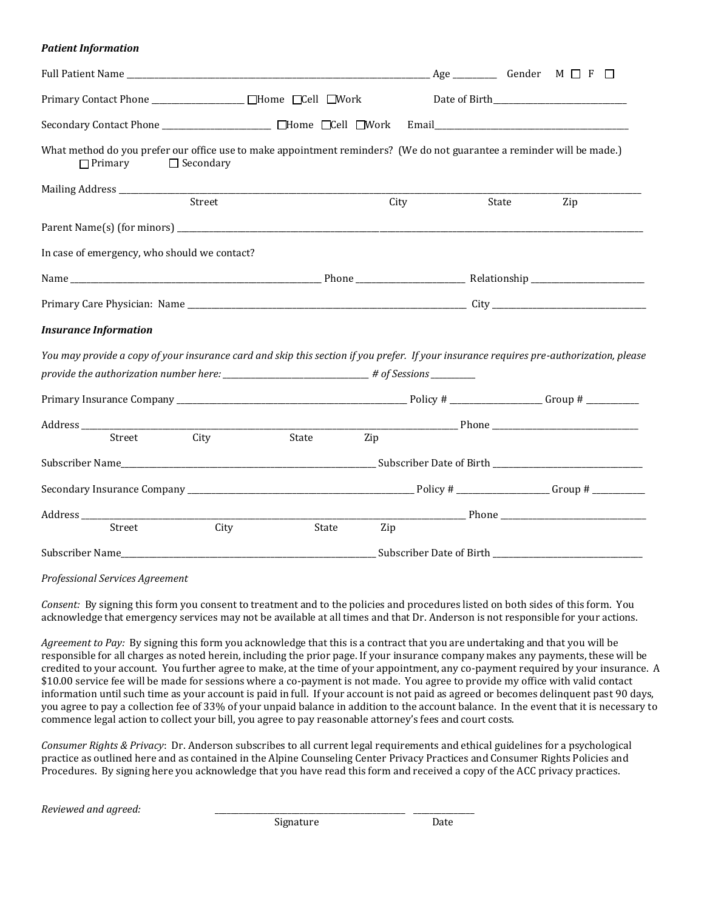***Patient Information***

Full Patient Name ______________________________________________ Age ________ Gender M ☐ F ☐

Primary Contact Phone ________________ ☐Home ☐Cell ☐Work Date of Birth_____________________

Secondary Contact Phone __________________ ☐Home ☐Cell ☐Work Email_____________________________

What method do you prefer our office use to make appointment reminders? (We do not guarantee a reminder will be made.)
☐ Primary ☐ Secondary

Mailing Address ____________________________________________________________________________
Street City State Zip

Parent Name(s) (for minors) _________________________________________________________________

In case of emergency, who should we contact?

Name ____________________________________ Phone __________________ Relationship __________________

Primary Care Physician: Name ____________________________________________ City _________________________

***Insurance Information***

*You may provide a copy of your insurance card and skip this section if you prefer. If your insurance requires pre-authorization, please provide the authorization number here:* _________________________ *# of Sessions* ________

Primary Insurance Company ____________________________________ Policy # _______________ Group # _________

Address _____________________________________________________________ Phone _________________________
Street City State Zip

Subscriber Name_______________________________________ Subscriber Date of Birth _________________________

Secondary Insurance Company __________________________________ Policy # _______________ Group # _________

Address _____________________________________________________________ Phone _________________________
Street City State Zip

Subscriber Name_______________________________________ Subscriber Date of Birth _________________________

*Professional Services Agreement*

*Consent:* By signing this form you consent to treatment and to the policies and procedures listed on both sides of this form. You acknowledge that emergency services may not be available at all times and that Dr. Anderson is not responsible for your actions.

*Agreement to Pay:* By signing this form you acknowledge that this is a contract that you are undertaking and that you will be responsible for all charges as noted herein, including the prior page. If your insurance company makes any payments, these will be credited to your account. You further agree to make, at the time of your appointment, any co-payment required by your insurance. A $10.00 service fee will be made for sessions where a co-payment is not made. You agree to provide my office with valid contact information until such time as your account is paid in full. If your account is not paid as agreed or becomes delinquent past 90 days, you agree to pay a collection fee of 33% of your unpaid balance in addition to the account balance. In the event that it is necessary to commence legal action to collect your bill, you agree to pay reasonable attorney's fees and court costs.

*Consumer Rights & Privacy*: Dr. Anderson subscribes to all current legal requirements and ethical guidelines for a psychological practice as outlined here and as contained in the Alpine Counseling Center Privacy Practices and Consumer Rights Policies and Procedures. By signing here you acknowledge that you have read this form and received a copy of the ACC privacy practices.

*Reviewed and agreed:* ______________________________ __________
Signature Date